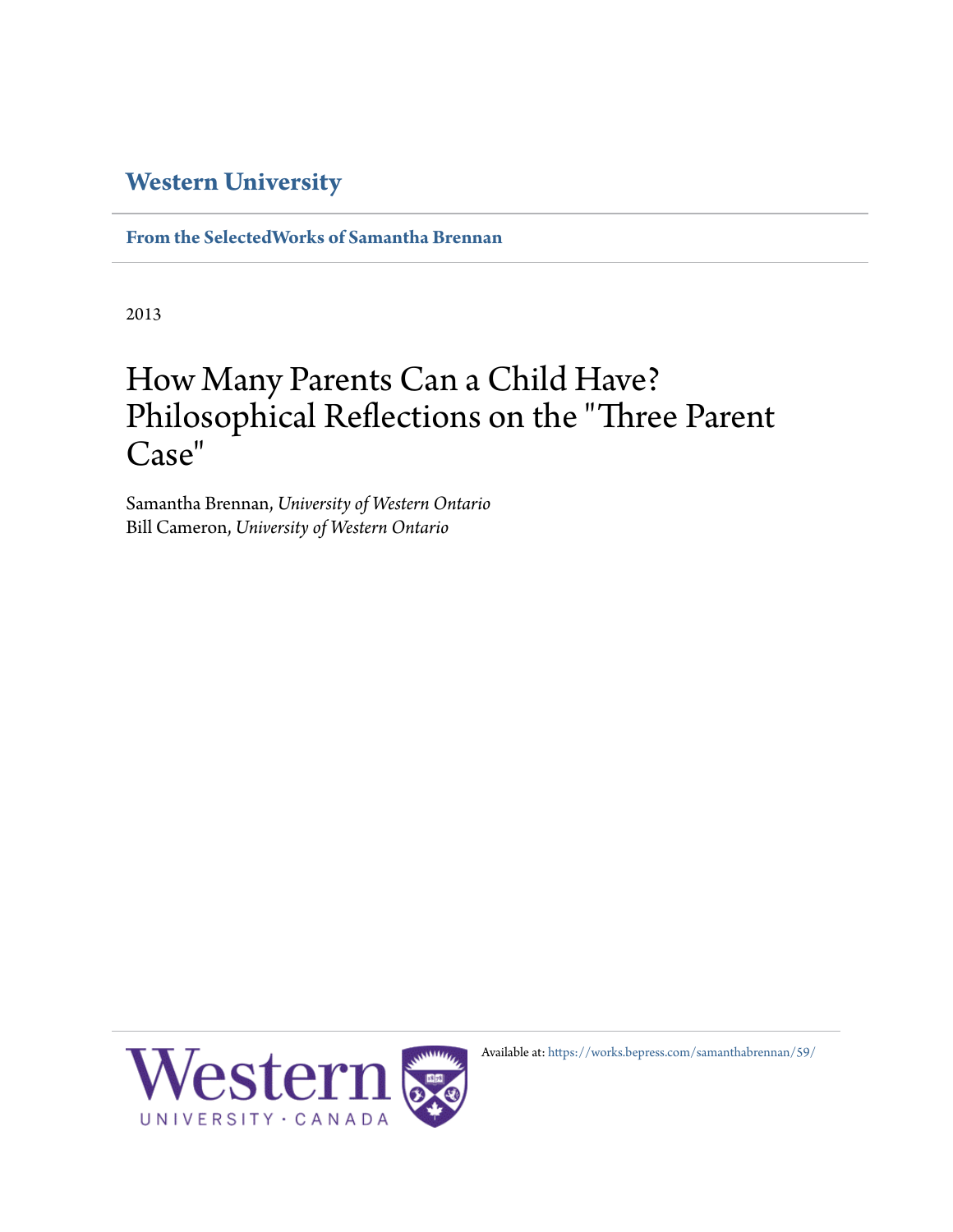**Western University**

**From the SelectedWorks of Samantha Brennan**

2013

# How Many Parents Can a Child Have? Philosophical Reflections on the "Three Parent Case"

Samantha Brennan, *University of Western Ontario*
Bill Cameron, *University of Western Ontario*

Available at: https://works.bepress.com/samanthabrennan/59/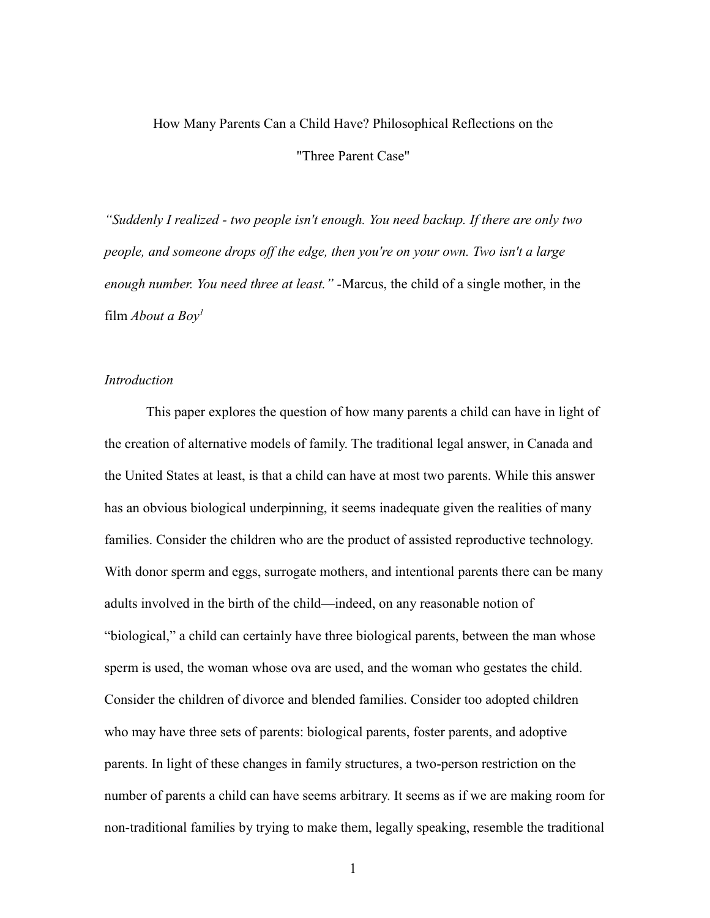How Many Parents Can a Child Have? Philosophical Reflections on the "Three Parent Case"

*"Suddenly I realized - two people isn't enough. You need backup. If there are only two people, and someone drops off the edge, then you're on your own. Two isn't a large enough number. You need three at least."* -Marcus, the child of a single mother, in the film *About a Boy*[1]

## *Introduction*

This paper explores the question of how many parents a child can have in light of the creation of alternative models of family. The traditional legal answer, in Canada and the United States at least, is that a child can have at most two parents. While this answer has an obvious biological underpinning, it seems inadequate given the realities of many families. Consider the children who are the product of assisted reproductive technology. With donor sperm and eggs, surrogate mothers, and intentional parents there can be many adults involved in the birth of the child—indeed, on any reasonable notion of "biological," a child can certainly have three biological parents, between the man whose sperm is used, the woman whose ova are used, and the woman who gestates the child. Consider the children of divorce and blended families. Consider too adopted children who may have three sets of parents: biological parents, foster parents, and adoptive parents. In light of these changes in family structures, a two-person restriction on the number of parents a child can have seems arbitrary. It seems as if we are making room for non-traditional families by trying to make them, legally speaking, resemble the traditional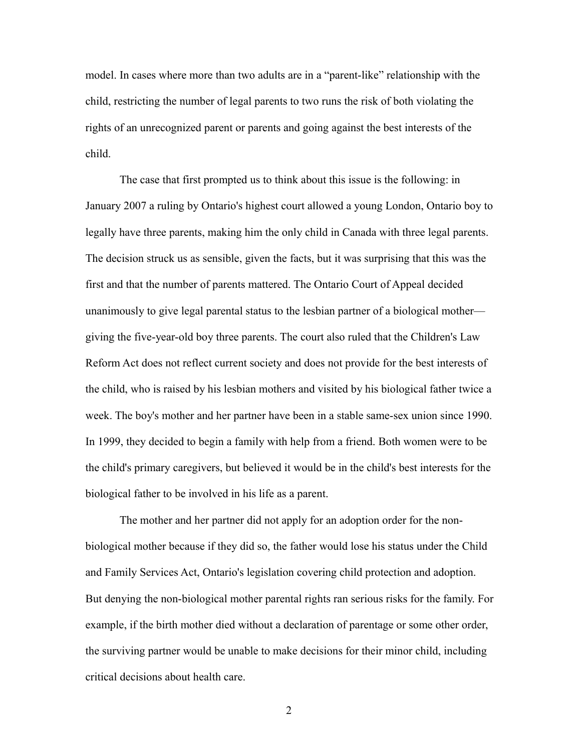model. In cases where more than two adults are in a “parent-like” relationship with the child, restricting the number of legal parents to two runs the risk of both violating the rights of an unrecognized parent or parents and going against the best interests of the child.

The case that first prompted us to think about this issue is the following: in January 2007 a ruling by Ontario's highest court allowed a young London, Ontario boy to legally have three parents, making him the only child in Canada with three legal parents. The decision struck us as sensible, given the facts, but it was surprising that this was the first and that the number of parents mattered. The Ontario Court of Appeal decided unanimously to give legal parental status to the lesbian partner of a biological mother—giving the five-year-old boy three parents. The court also ruled that the Children's Law Reform Act does not reflect current society and does not provide for the best interests of the child, who is raised by his lesbian mothers and visited by his biological father twice a week. The boy's mother and her partner have been in a stable same-sex union since 1990. In 1999, they decided to begin a family with help from a friend. Both women were to be the child's primary caregivers, but believed it would be in the child's best interests for the biological father to be involved in his life as a parent.

The mother and her partner did not apply for an adoption order for the non-biological mother because if they did so, the father would lose his status under the Child and Family Services Act, Ontario's legislation covering child protection and adoption. But denying the non-biological mother parental rights ran serious risks for the family. For example, if the birth mother died without a declaration of parentage or some other order, the surviving partner would be unable to make decisions for their minor child, including critical decisions about health care.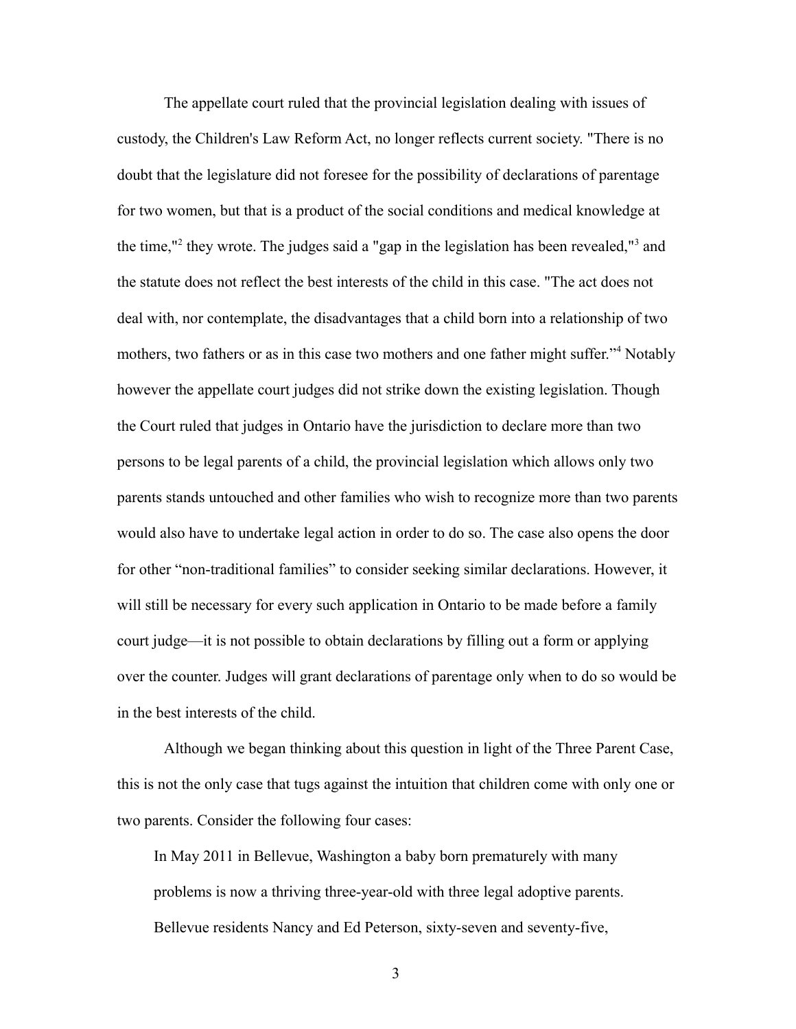The appellate court ruled that the provincial legislation dealing with issues of custody, the Children's Law Reform Act, no longer reflects current society. "There is no doubt that the legislature did not foresee for the possibility of declarations of parentage for two women, but that is a product of the social conditions and medical knowledge at the time,"[2] they wrote. The judges said a "gap in the legislation has been revealed,"[3] and the statute does not reflect the best interests of the child in this case. "The act does not deal with, nor contemplate, the disadvantages that a child born into a relationship of two mothers, two fathers or as in this case two mothers and one father might suffer."[4] Notably however the appellate court judges did not strike down the existing legislation. Though the Court ruled that judges in Ontario have the jurisdiction to declare more than two persons to be legal parents of a child, the provincial legislation which allows only two parents stands untouched and other families who wish to recognize more than two parents would also have to undertake legal action in order to do so. The case also opens the door for other "non-traditional families" to consider seeking similar declarations. However, it will still be necessary for every such application in Ontario to be made before a family court judge—it is not possible to obtain declarations by filling out a form or applying over the counter. Judges will grant declarations of parentage only when to do so would be in the best interests of the child.

Although we began thinking about this question in light of the Three Parent Case, this is not the only case that tugs against the intuition that children come with only one or two parents. Consider the following four cases:

> In May 2011 in Bellevue, Washington a baby born prematurely with many problems is now a thriving three-year-old with three legal adoptive parents. Bellevue residents Nancy and Ed Peterson, sixty-seven and seventy-five,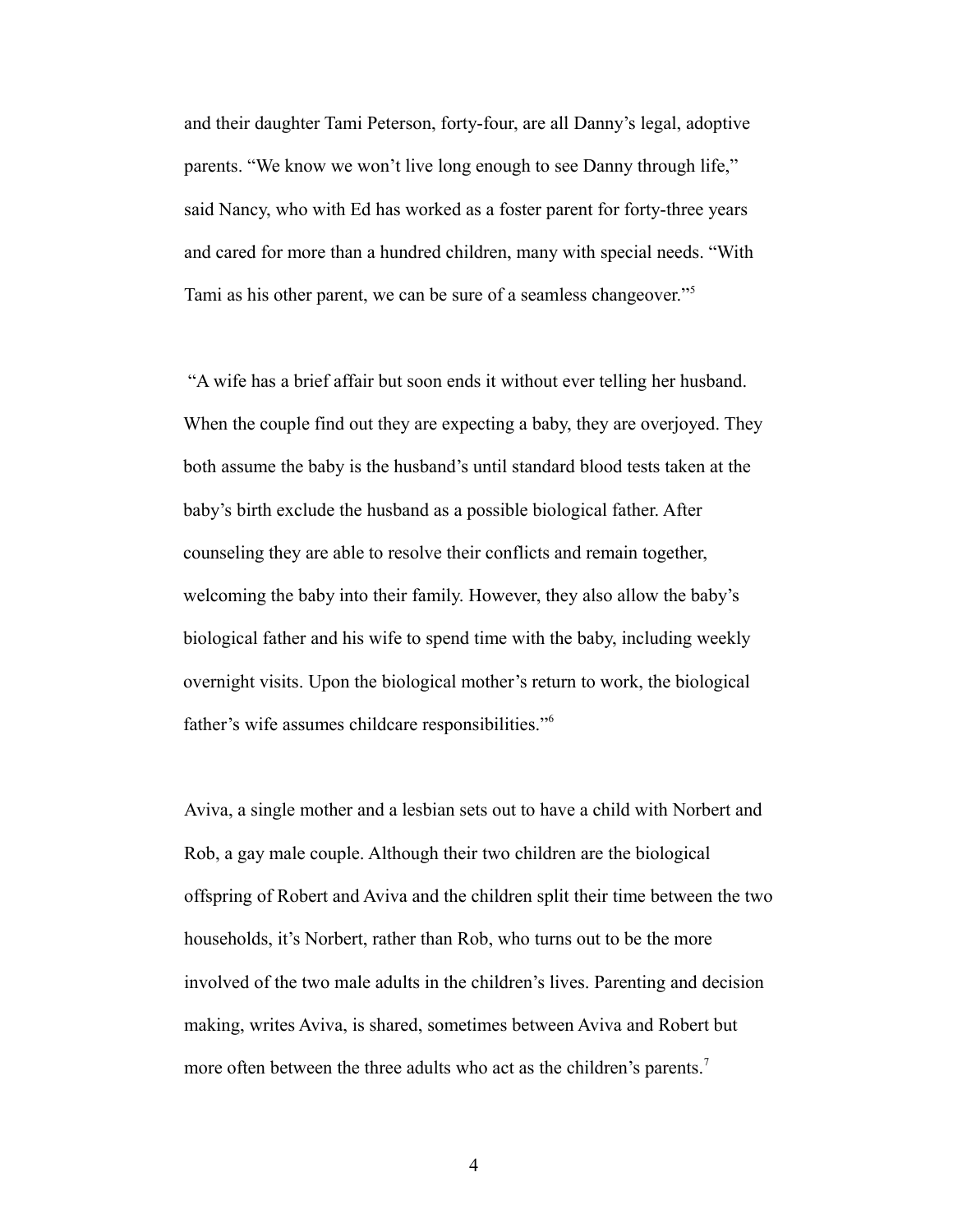and their daughter Tami Peterson, forty-four, are all Danny's legal, adoptive parents. "We know we won't live long enough to see Danny through life," said Nancy, who with Ed has worked as a foster parent for forty-three years and cared for more than a hundred children, many with special needs. "With Tami as his other parent, we can be sure of a seamless changeover."[5]

"A wife has a brief affair but soon ends it without ever telling her husband. When the couple find out they are expecting a baby, they are overjoyed. They both assume the baby is the husband's until standard blood tests taken at the baby's birth exclude the husband as a possible biological father. After counseling they are able to resolve their conflicts and remain together, welcoming the baby into their family. However, they also allow the baby's biological father and his wife to spend time with the baby, including weekly overnight visits. Upon the biological mother's return to work, the biological father's wife assumes childcare responsibilities."[6]

Aviva, a single mother and a lesbian sets out to have a child with Norbert and Rob, a gay male couple. Although their two children are the biological offspring of Robert and Aviva and the children split their time between the two households, it's Norbert, rather than Rob, who turns out to be the more involved of the two male adults in the children's lives. Parenting and decision making, writes Aviva, is shared, sometimes between Aviva and Robert but more often between the three adults who act as the children's parents.[7]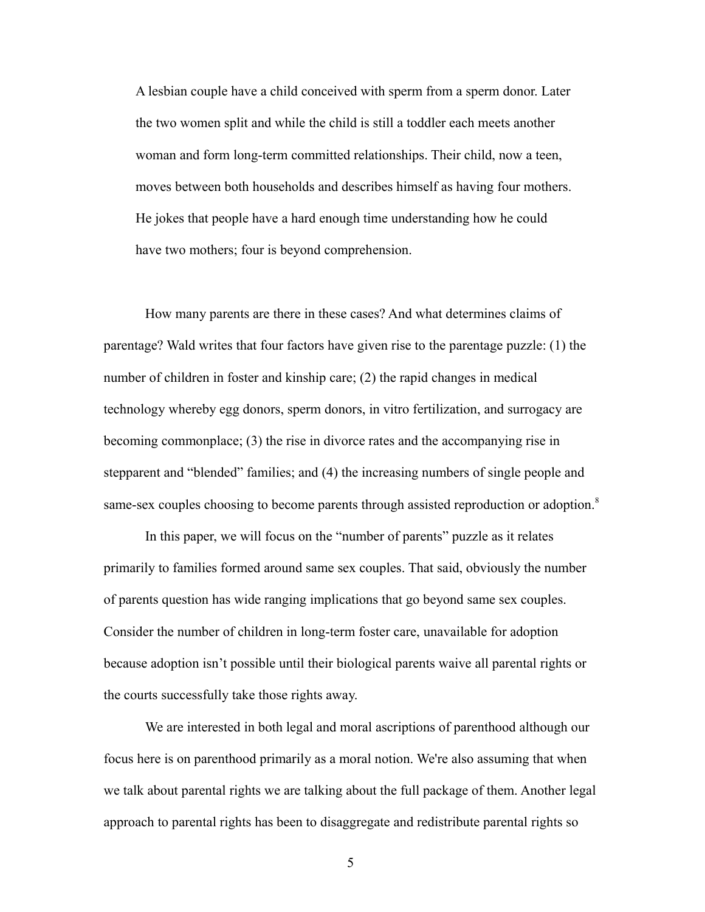> A lesbian couple have a child conceived with sperm from a sperm donor. Later the two women split and while the child is still a toddler each meets another woman and form long-term committed relationships. Their child, now a teen, moves between both households and describes himself as having four mothers. He jokes that people have a hard enough time understanding how he could have two mothers; four is beyond comprehension.

How many parents are there in these cases? And what determines claims of parentage? Wald writes that four factors have given rise to the parentage puzzle: (1) the number of children in foster and kinship care; (2) the rapid changes in medical technology whereby egg donors, sperm donors, in vitro fertilization, and surrogacy are becoming commonplace; (3) the rise in divorce rates and the accompanying rise in stepparent and "blended" families; and (4) the increasing numbers of single people and same-sex couples choosing to become parents through assisted reproduction or adoption.[8]

In this paper, we will focus on the "number of parents" puzzle as it relates primarily to families formed around same sex couples. That said, obviously the number of parents question has wide ranging implications that go beyond same sex couples. Consider the number of children in long-term foster care, unavailable for adoption because adoption isn't possible until their biological parents waive all parental rights or the courts successfully take those rights away.

We are interested in both legal and moral ascriptions of parenthood although our focus here is on parenthood primarily as a moral notion. We're also assuming that when we talk about parental rights we are talking about the full package of them. Another legal approach to parental rights has been to disaggregate and redistribute parental rights so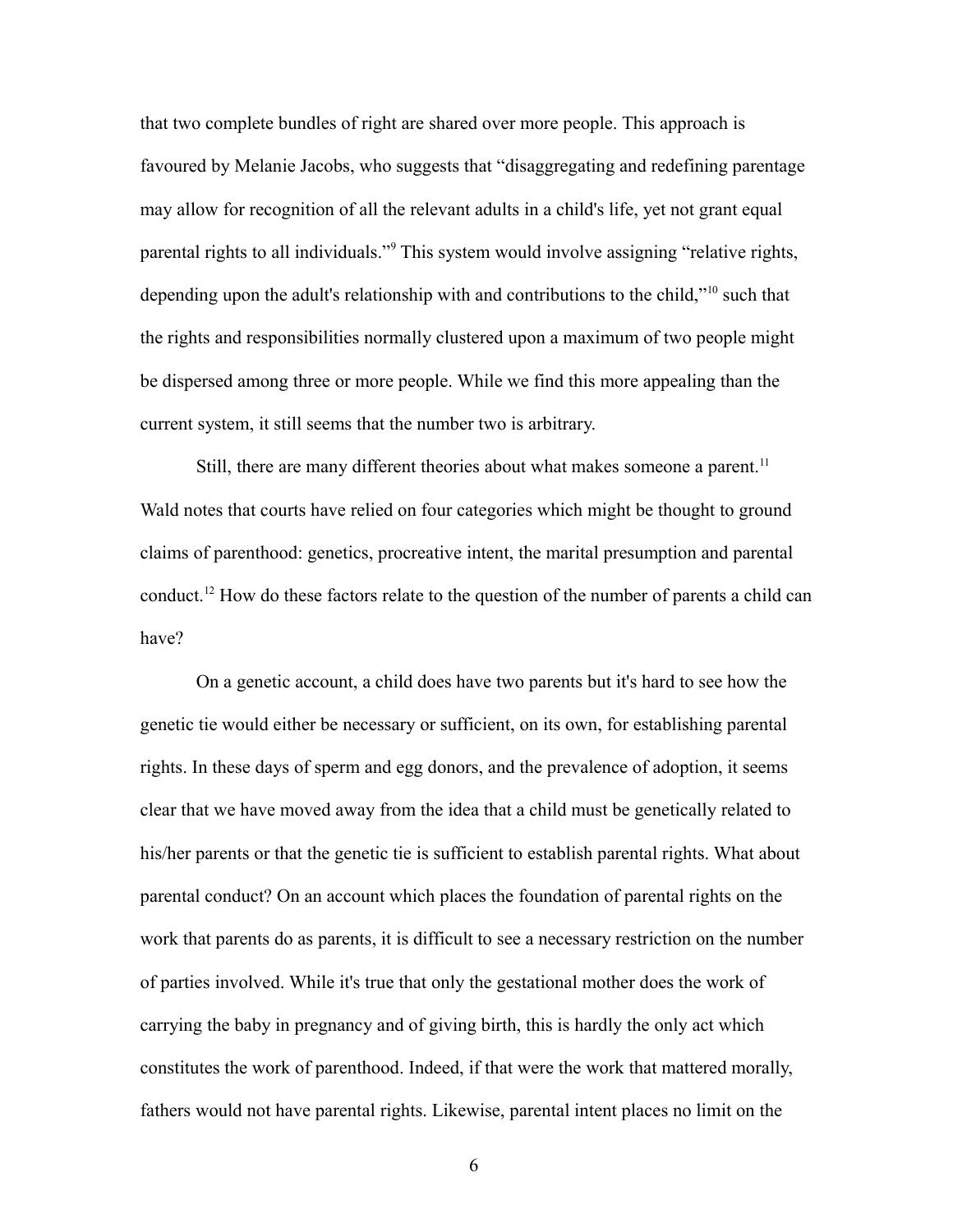that two complete bundles of right are shared over more people. This approach is favoured by Melanie Jacobs, who suggests that "disaggregating and redefining parentage may allow for recognition of all the relevant adults in a child's life, yet not grant equal parental rights to all individuals."[9] This system would involve assigning "relative rights, depending upon the adult's relationship with and contributions to the child,"[10] such that the rights and responsibilities normally clustered upon a maximum of two people might be dispersed among three or more people. While we find this more appealing than the current system, it still seems that the number two is arbitrary.

Still, there are many different theories about what makes someone a parent.[11] Wald notes that courts have relied on four categories which might be thought to ground claims of parenthood: genetics, procreative intent, the marital presumption and parental conduct.[12] How do these factors relate to the question of the number of parents a child can have?

On a genetic account, a child does have two parents but it's hard to see how the genetic tie would either be necessary or sufficient, on its own, for establishing parental rights. In these days of sperm and egg donors, and the prevalence of adoption, it seems clear that we have moved away from the idea that a child must be genetically related to his/her parents or that the genetic tie is sufficient to establish parental rights. What about parental conduct? On an account which places the foundation of parental rights on the work that parents do as parents, it is difficult to see a necessary restriction on the number of parties involved. While it's true that only the gestational mother does the work of carrying the baby in pregnancy and of giving birth, this is hardly the only act which constitutes the work of parenthood. Indeed, if that were the work that mattered morally, fathers would not have parental rights. Likewise, parental intent places no limit on the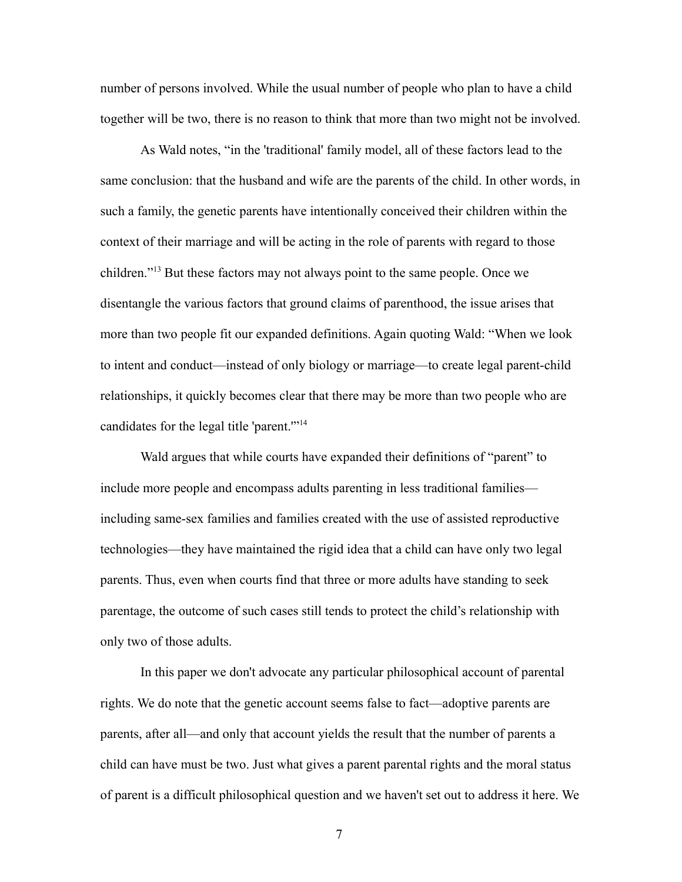number of persons involved. While the usual number of people who plan to have a child together will be two, there is no reason to think that more than two might not be involved.

As Wald notes, "in the 'traditional' family model, all of these factors lead to the same conclusion: that the husband and wife are the parents of the child. In other words, in such a family, the genetic parents have intentionally conceived their children within the context of their marriage and will be acting in the role of parents with regard to those children."[13] But these factors may not always point to the same people. Once we disentangle the various factors that ground claims of parenthood, the issue arises that more than two people fit our expanded definitions. Again quoting Wald: "When we look to intent and conduct—instead of only biology or marriage—to create legal parent-child relationships, it quickly becomes clear that there may be more than two people who are candidates for the legal title 'parent.'"[14]

Wald argues that while courts have expanded their definitions of "parent" to include more people and encompass adults parenting in less traditional families—including same-sex families and families created with the use of assisted reproductive technologies—they have maintained the rigid idea that a child can have only two legal parents. Thus, even when courts find that three or more adults have standing to seek parentage, the outcome of such cases still tends to protect the child's relationship with only two of those adults.

In this paper we don't advocate any particular philosophical account of parental rights. We do note that the genetic account seems false to fact—adoptive parents are parents, after all—and only that account yields the result that the number of parents a child can have must be two. Just what gives a parent parental rights and the moral status of parent is a difficult philosophical question and we haven't set out to address it here. We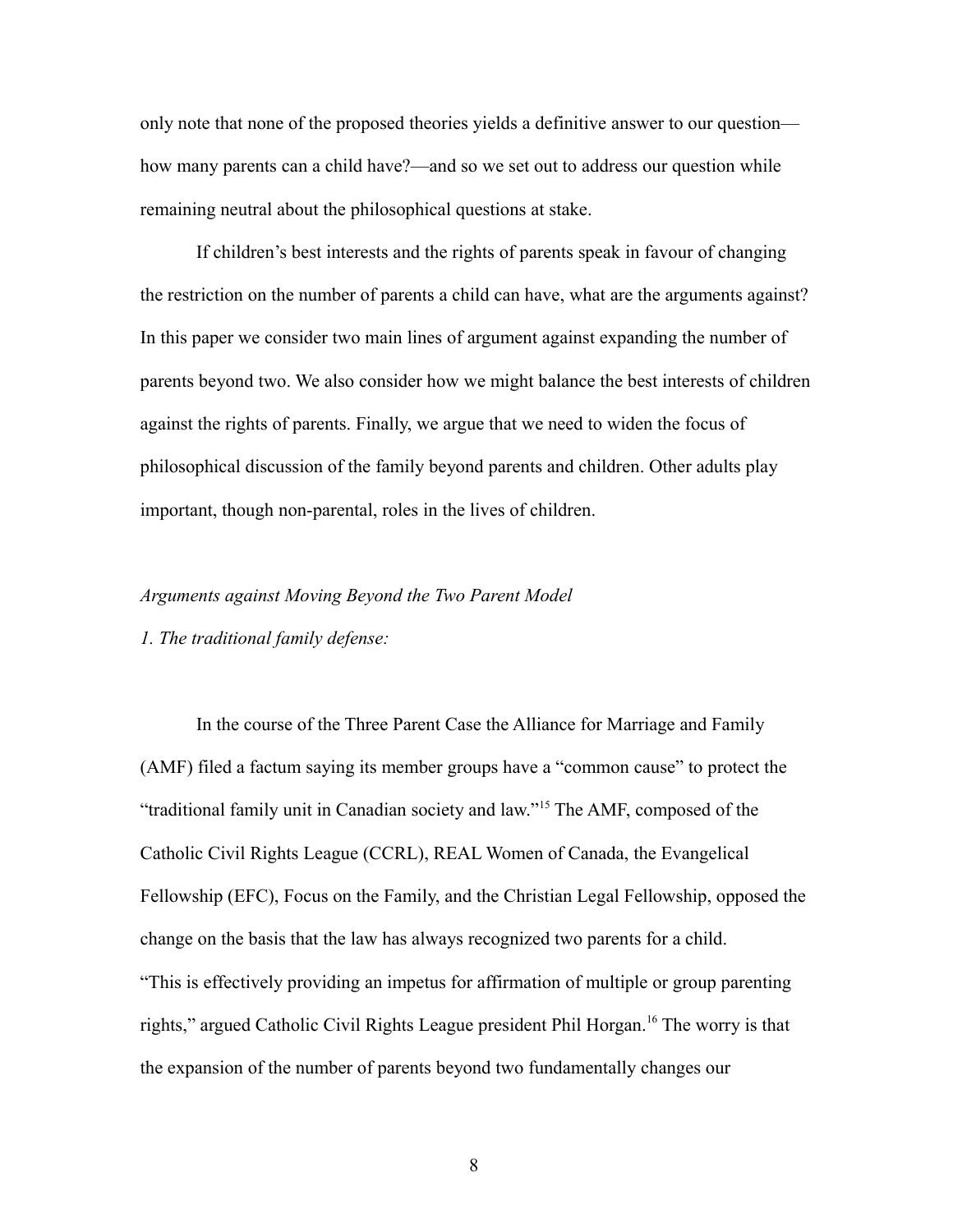only note that none of the proposed theories yields a definitive answer to our question—how many parents can a child have?—and so we set out to address our question while remaining neutral about the philosophical questions at stake.

If children's best interests and the rights of parents speak in favour of changing the restriction on the number of parents a child can have, what are the arguments against? In this paper we consider two main lines of argument against expanding the number of parents beyond two. We also consider how we might balance the best interests of children against the rights of parents. Finally, we argue that we need to widen the focus of philosophical discussion of the family beyond parents and children. Other adults play important, though non-parental, roles in the lives of children.

*Arguments against Moving Beyond the Two Parent Model*

*1. The traditional family defense:*

In the course of the Three Parent Case the Alliance for Marriage and Family (AMF) filed a factum saying its member groups have a "common cause" to protect the "traditional family unit in Canadian society and law."[15] The AMF, composed of the Catholic Civil Rights League (CCRL), REAL Women of Canada, the Evangelical Fellowship (EFC), Focus on the Family, and the Christian Legal Fellowship, opposed the change on the basis that the law has always recognized two parents for a child. "This is effectively providing an impetus for affirmation of multiple or group parenting rights," argued Catholic Civil Rights League president Phil Horgan.[16] The worry is that the expansion of the number of parents beyond two fundamentally changes our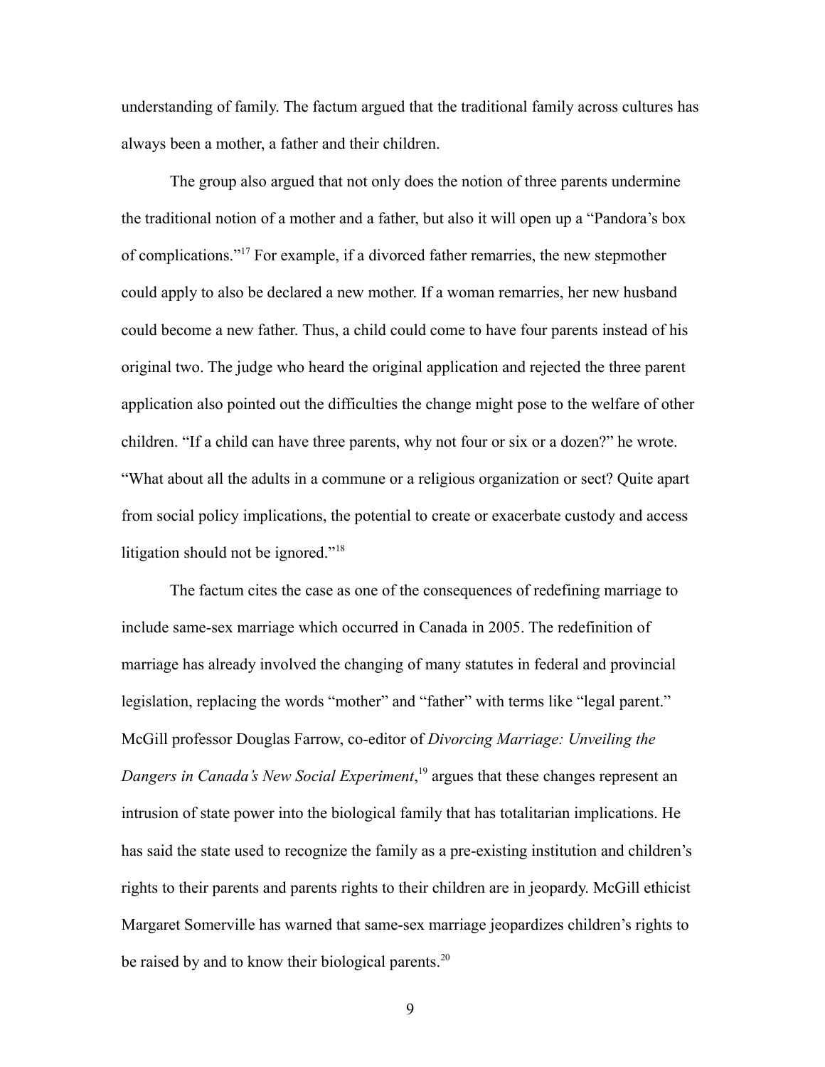understanding of family. The factum argued that the traditional family across cultures has always been a mother, a father and their children.

The group also argued that not only does the notion of three parents undermine the traditional notion of a mother and a father, but also it will open up a "Pandora's box of complications."[17] For example, if a divorced father remarries, the new stepmother could apply to also be declared a new mother. If a woman remarries, her new husband could become a new father. Thus, a child could come to have four parents instead of his original two. The judge who heard the original application and rejected the three parent application also pointed out the difficulties the change might pose to the welfare of other children. "If a child can have three parents, why not four or six or a dozen?" he wrote. "What about all the adults in a commune or a religious organization or sect? Quite apart from social policy implications, the potential to create or exacerbate custody and access litigation should not be ignored."[18]

The factum cites the case as one of the consequences of redefining marriage to include same-sex marriage which occurred in Canada in 2005. The redefinition of marriage has already involved the changing of many statutes in federal and provincial legislation, replacing the words "mother" and "father" with terms like "legal parent." McGill professor Douglas Farrow, co-editor of *Divorcing Marriage: Unveiling the Dangers in Canada's New Social Experiment*,[19] argues that these changes represent an intrusion of state power into the biological family that has totalitarian implications. He has said the state used to recognize the family as a pre-existing institution and children's rights to their parents and parents rights to their children are in jeopardy. McGill ethicist Margaret Somerville has warned that same-sex marriage jeopardizes children's rights to be raised by and to know their biological parents.[20]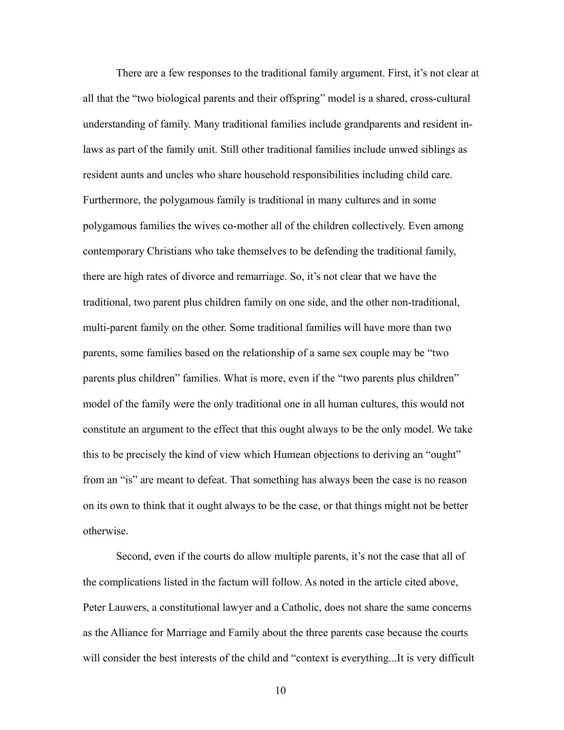There are a few responses to the traditional family argument. First, it's not clear at all that the "two biological parents and their offspring" model is a shared, cross-cultural understanding of family. Many traditional families include grandparents and resident in-laws as part of the family unit. Still other traditional families include unwed siblings as resident aunts and uncles who share household responsibilities including child care. Furthermore, the polygamous family is traditional in many cultures and in some polygamous families the wives co-mother all of the children collectively. Even among contemporary Christians who take themselves to be defending the traditional family, there are high rates of divorce and remarriage. So, it's not clear that we have the traditional, two parent plus children family on one side, and the other non-traditional, multi-parent family on the other. Some traditional families will have more than two parents, some families based on the relationship of a same sex couple may be "two parents plus children" families. What is more, even if the "two parents plus children" model of the family were the only traditional one in all human cultures, this would not constitute an argument to the effect that this ought always to be the only model. We take this to be precisely the kind of view which Humean objections to deriving an "ought" from an "is" are meant to defeat. That something has always been the case is no reason on its own to think that it ought always to be the case, or that things might not be better otherwise.

Second, even if the courts do allow multiple parents, it's not the case that all of the complications listed in the factum will follow. As noted in the article cited above, Peter Lauwers, a constitutional lawyer and a Catholic, does not share the same concerns as the Alliance for Marriage and Family about the three parents case because the courts will consider the best interests of the child and "context is everything...It is very difficult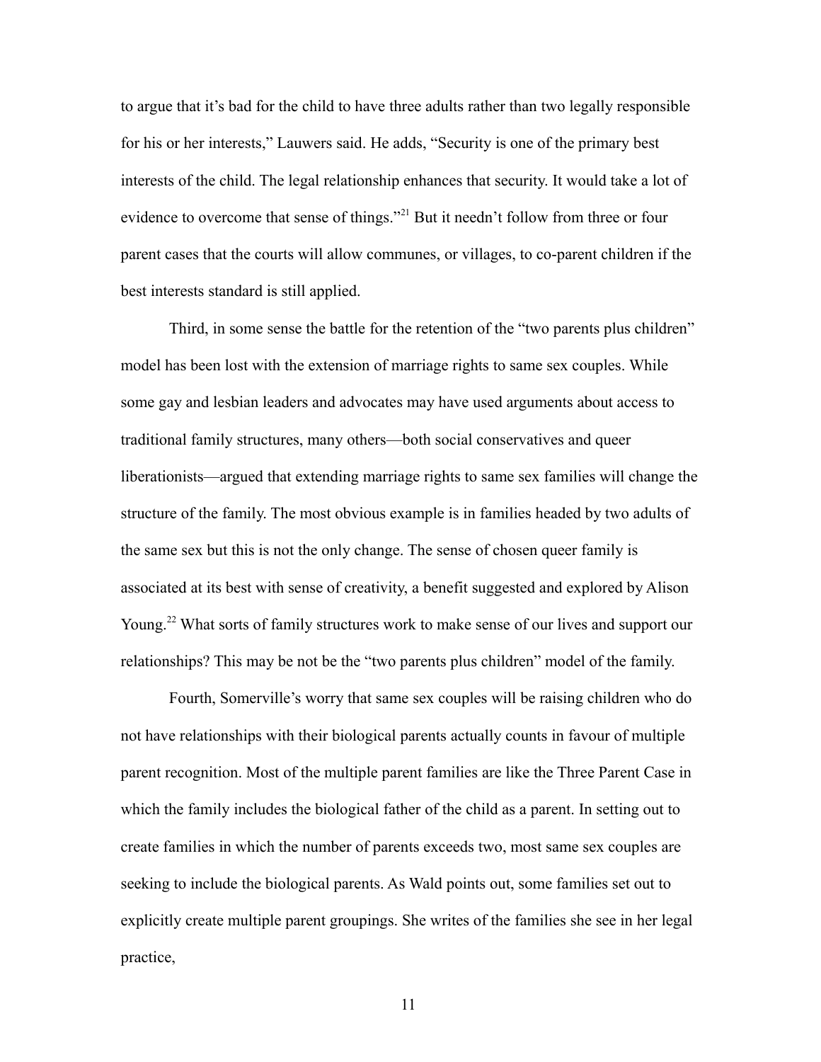to argue that it's bad for the child to have three adults rather than two legally responsible for his or her interests," Lauwers said. He adds, "Security is one of the primary best interests of the child. The legal relationship enhances that security. It would take a lot of evidence to overcome that sense of things."[21] But it needn't follow from three or four parent cases that the courts will allow communes, or villages, to co-parent children if the best interests standard is still applied.

Third, in some sense the battle for the retention of the "two parents plus children" model has been lost with the extension of marriage rights to same sex couples. While some gay and lesbian leaders and advocates may have used arguments about access to traditional family structures, many others—both social conservatives and queer liberationists—argued that extending marriage rights to same sex families will change the structure of the family. The most obvious example is in families headed by two adults of the same sex but this is not the only change. The sense of chosen queer family is associated at its best with sense of creativity, a benefit suggested and explored by Alison Young.[22] What sorts of family structures work to make sense of our lives and support our relationships? This may be not be the "two parents plus children" model of the family.

Fourth, Somerville's worry that same sex couples will be raising children who do not have relationships with their biological parents actually counts in favour of multiple parent recognition. Most of the multiple parent families are like the Three Parent Case in which the family includes the biological father of the child as a parent. In setting out to create families in which the number of parents exceeds two, most same sex couples are seeking to include the biological parents. As Wald points out, some families set out to explicitly create multiple parent groupings. She writes of the families she see in her legal practice,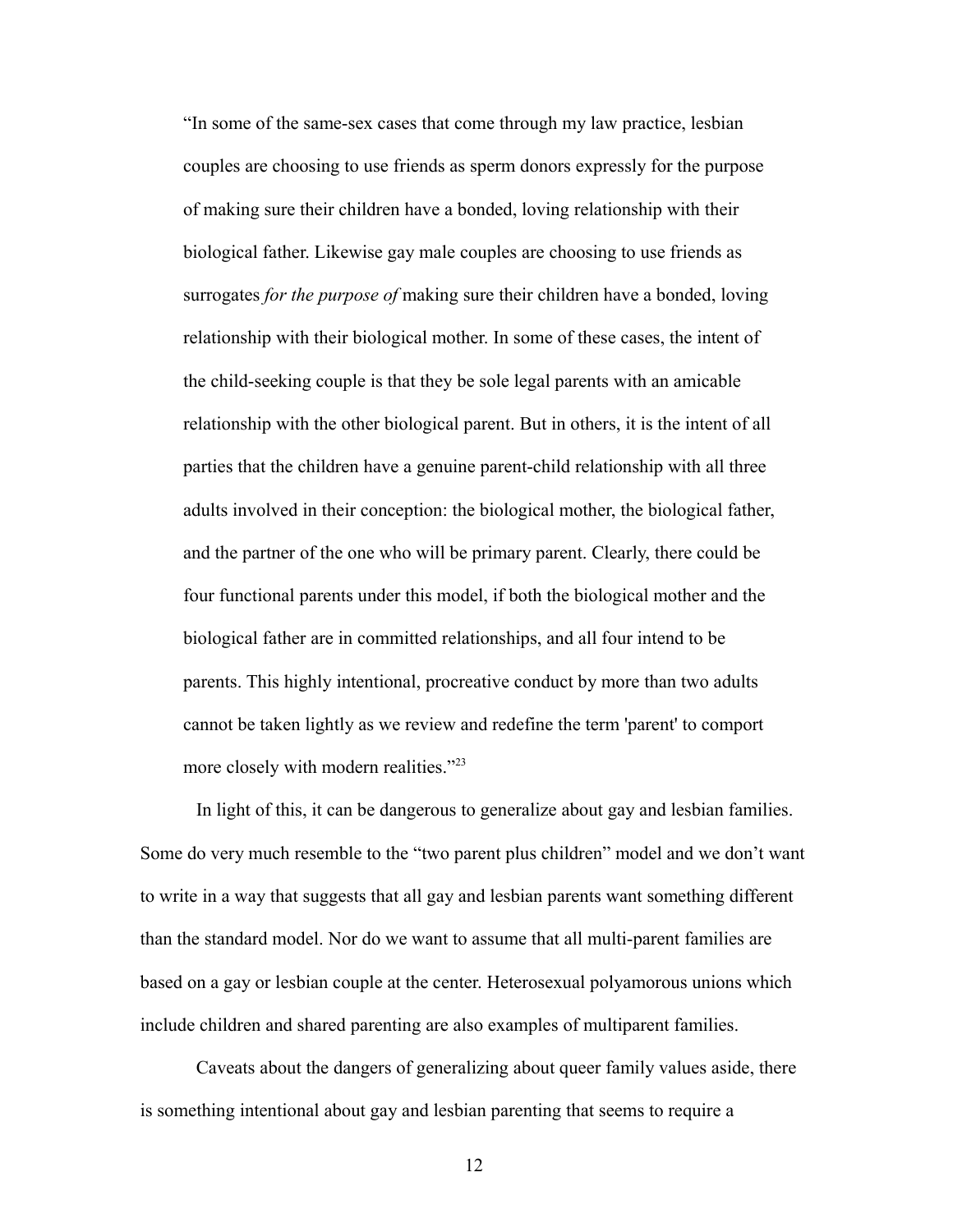> “In some of the same-sex cases that come through my law practice, lesbian couples are choosing to use friends as sperm donors expressly for the purpose of making sure their children have a bonded, loving relationship with their biological father. Likewise gay male couples are choosing to use friends as surrogates *for the purpose of* making sure their children have a bonded, loving relationship with their biological mother. In some of these cases, the intent of the child-seeking couple is that they be sole legal parents with an amicable relationship with the other biological parent. But in others, it is the intent of all parties that the children have a genuine parent-child relationship with all three adults involved in their conception: the biological mother, the biological father, and the partner of the one who will be primary parent. Clearly, there could be four functional parents under this model, if both the biological mother and the biological father are in committed relationships, and all four intend to be parents. This highly intentional, procreative conduct by more than two adults cannot be taken lightly as we review and redefine the term 'parent' to comport more closely with modern realities.”[23]

In light of this, it can be dangerous to generalize about gay and lesbian families. Some do very much resemble to the “two parent plus children” model and we don’t want to write in a way that suggests that all gay and lesbian parents want something different than the standard model. Nor do we want to assume that all multi-parent families are based on a gay or lesbian couple at the center. Heterosexual polyamorous unions which include children and shared parenting are also examples of multiparent families.

Caveats about the dangers of generalizing about queer family values aside, there is something intentional about gay and lesbian parenting that seems to require a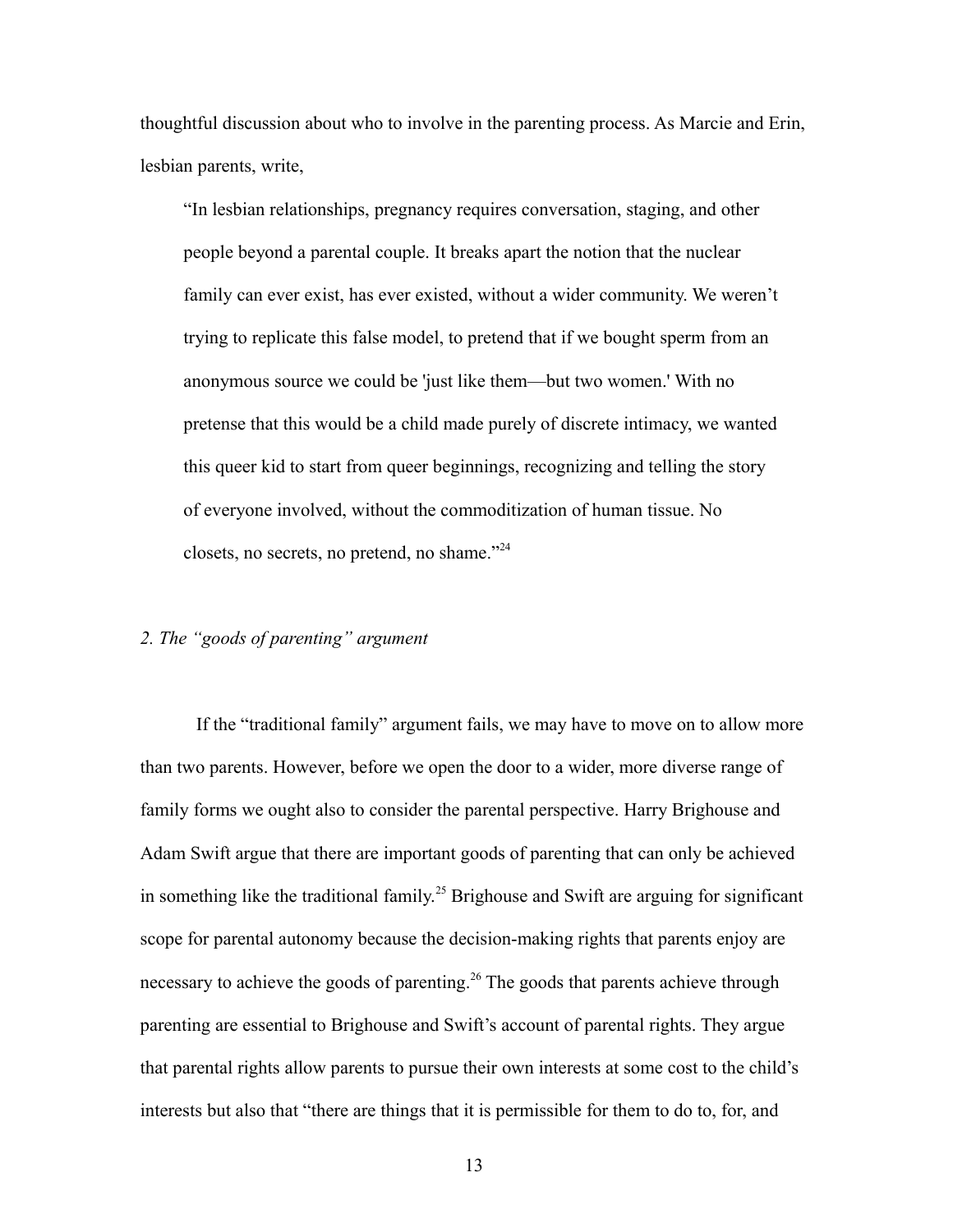thoughtful discussion about who to involve in the parenting process. As Marcie and Erin, lesbian parents, write,

> "In lesbian relationships, pregnancy requires conversation, staging, and other people beyond a parental couple. It breaks apart the notion that the nuclear family can ever exist, has ever existed, without a wider community. We weren't trying to replicate this false model, to pretend that if we bought sperm from an anonymous source we could be 'just like them—but two women.' With no pretense that this would be a child made purely of discrete intimacy, we wanted this queer kid to start from queer beginnings, recognizing and telling the story of everyone involved, without the commoditization of human tissue. No closets, no secrets, no pretend, no shame."[24]

*2. The "goods of parenting" argument*

If the "traditional family" argument fails, we may have to move on to allow more than two parents. However, before we open the door to a wider, more diverse range of family forms we ought also to consider the parental perspective. Harry Brighouse and Adam Swift argue that there are important goods of parenting that can only be achieved in something like the traditional family.[25] Brighouse and Swift are arguing for significant scope for parental autonomy because the decision-making rights that parents enjoy are necessary to achieve the goods of parenting.[26] The goods that parents achieve through parenting are essential to Brighouse and Swift's account of parental rights. They argue that parental rights allow parents to pursue their own interests at some cost to the child's interests but also that "there are things that it is permissible for them to do to, for, and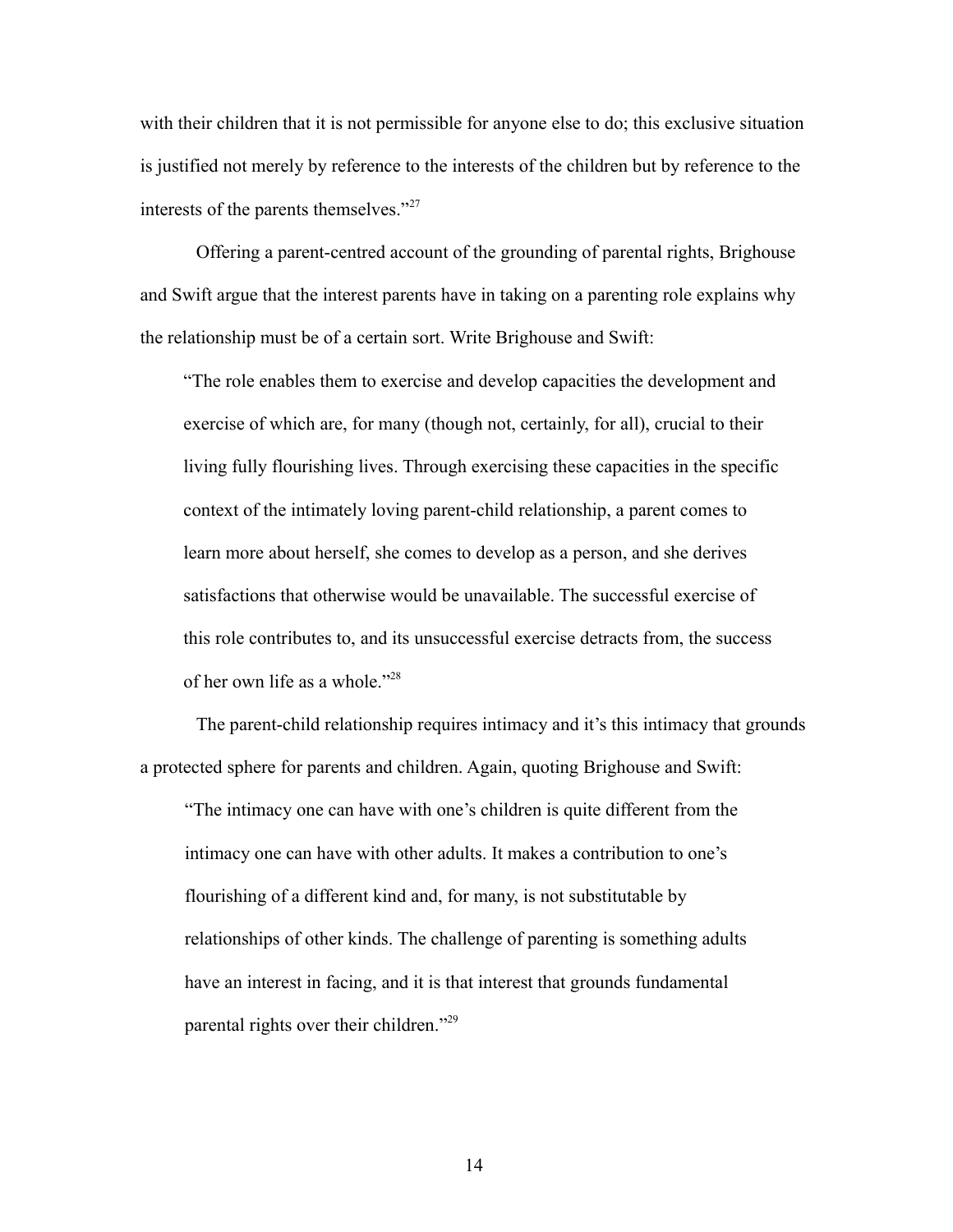with their children that it is not permissible for anyone else to do; this exclusive situation is justified not merely by reference to the interests of the children but by reference to the interests of the parents themselves."[27]

Offering a parent-centred account of the grounding of parental rights, Brighouse and Swift argue that the interest parents have in taking on a parenting role explains why the relationship must be of a certain sort. Write Brighouse and Swift:

> "The role enables them to exercise and develop capacities the development and exercise of which are, for many (though not, certainly, for all), crucial to their living fully flourishing lives. Through exercising these capacities in the specific context of the intimately loving parent-child relationship, a parent comes to learn more about herself, she comes to develop as a person, and she derives satisfactions that otherwise would be unavailable. The successful exercise of this role contributes to, and its unsuccessful exercise detracts from, the success of her own life as a whole."[28]

The parent-child relationship requires intimacy and it's this intimacy that grounds a protected sphere for parents and children. Again, quoting Brighouse and Swift:

> "The intimacy one can have with one's children is quite different from the intimacy one can have with other adults. It makes a contribution to one's flourishing of a different kind and, for many, is not substitutable by relationships of other kinds. The challenge of parenting is something adults have an interest in facing, and it is that interest that grounds fundamental parental rights over their children."[29]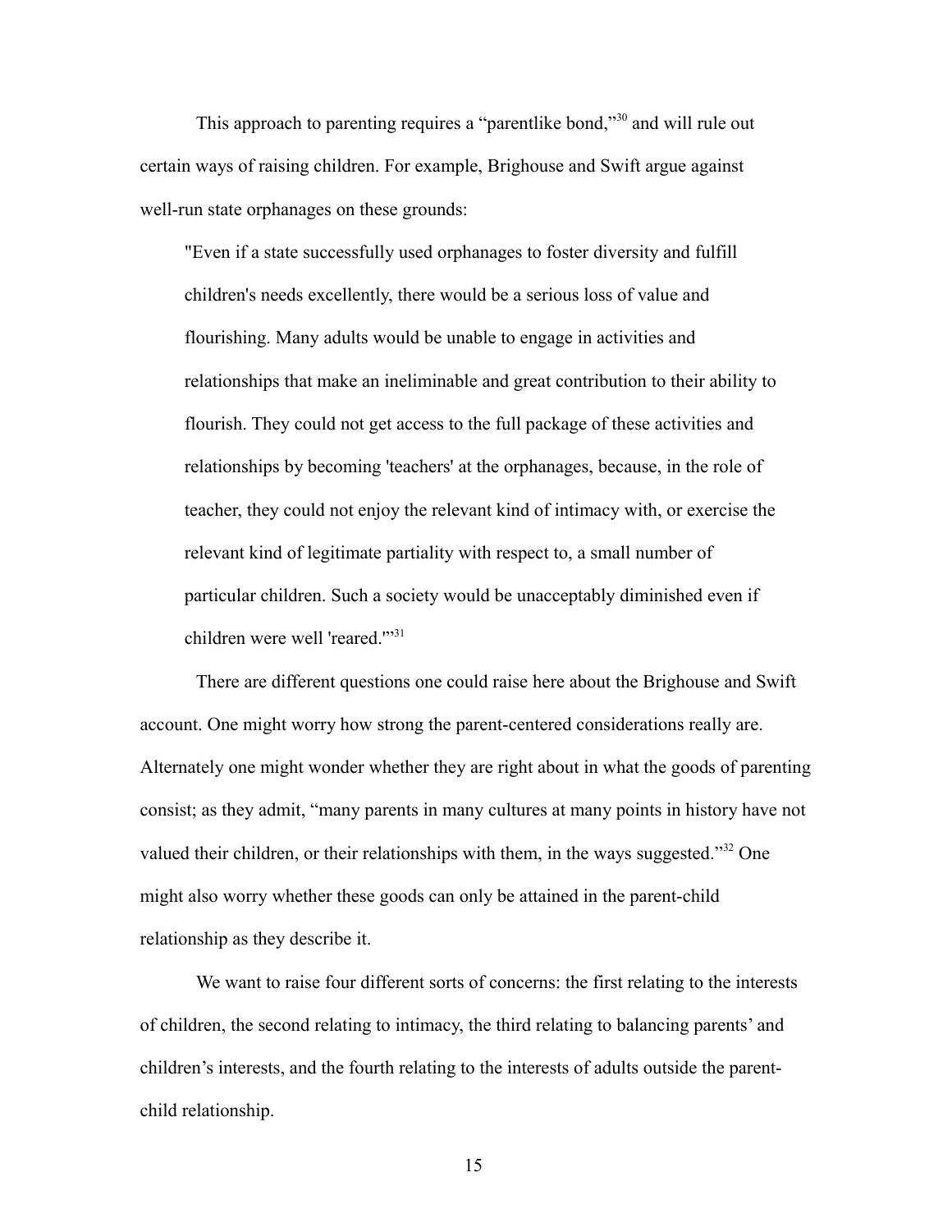This approach to parenting requires a "parentlike bond,"[30] and will rule out certain ways of raising children. For example, Brighouse and Swift argue against well-run state orphanages on these grounds:

> "Even if a state successfully used orphanages to foster diversity and fulfill children's needs excellently, there would be a serious loss of value and flourishing. Many adults would be unable to engage in activities and relationships that make an ineliminable and great contribution to their ability to flourish. They could not get access to the full package of these activities and relationships by becoming 'teachers' at the orphanages, because, in the role of teacher, they could not enjoy the relevant kind of intimacy with, or exercise the relevant kind of legitimate partiality with respect to, a small number of particular children. Such a society would be unacceptably diminished even if children were well 'reared.'"[31]

There are different questions one could raise here about the Brighouse and Swift account. One might worry how strong the parent-centered considerations really are. Alternately one might wonder whether they are right about in what the goods of parenting consist; as they admit, "many parents in many cultures at many points in history have not valued their children, or their relationships with them, in the ways suggested."[32] One might also worry whether these goods can only be attained in the parent-child relationship as they describe it.

We want to raise four different sorts of concerns: the first relating to the interests of children, the second relating to intimacy, the third relating to balancing parents' and children's interests, and the fourth relating to the interests of adults outside the parent-child relationship.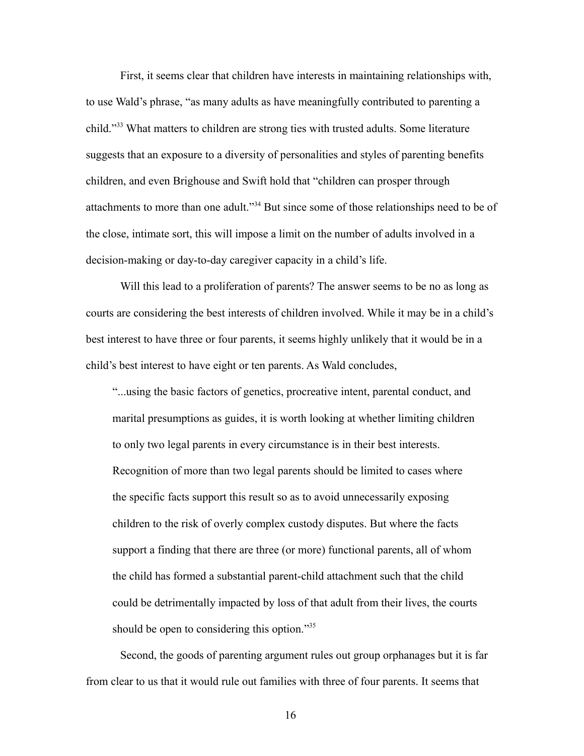First, it seems clear that children have interests in maintaining relationships with, to use Wald's phrase, "as many adults as have meaningfully contributed to parenting a child."[33] What matters to children are strong ties with trusted adults. Some literature suggests that an exposure to a diversity of personalities and styles of parenting benefits children, and even Brighouse and Swift hold that "children can prosper through attachments to more than one adult."[34] But since some of those relationships need to be of the close, intimate sort, this will impose a limit on the number of adults involved in a decision-making or day-to-day caregiver capacity in a child's life.

Will this lead to a proliferation of parents? The answer seems to be no as long as courts are considering the best interests of children involved. While it may be in a child's best interest to have three or four parents, it seems highly unlikely that it would be in a child's best interest to have eight or ten parents. As Wald concludes,

> "...using the basic factors of genetics, procreative intent, parental conduct, and marital presumptions as guides, it is worth looking at whether limiting children to only two legal parents in every circumstance is in their best interests. Recognition of more than two legal parents should be limited to cases where the specific facts support this result so as to avoid unnecessarily exposing children to the risk of overly complex custody disputes. But where the facts support a finding that there are three (or more) functional parents, all of whom the child has formed a substantial parent-child attachment such that the child could be detrimentally impacted by loss of that adult from their lives, the courts should be open to considering this option."[35]

Second, the goods of parenting argument rules out group orphanages but it is far from clear to us that it would rule out families with three of four parents. It seems that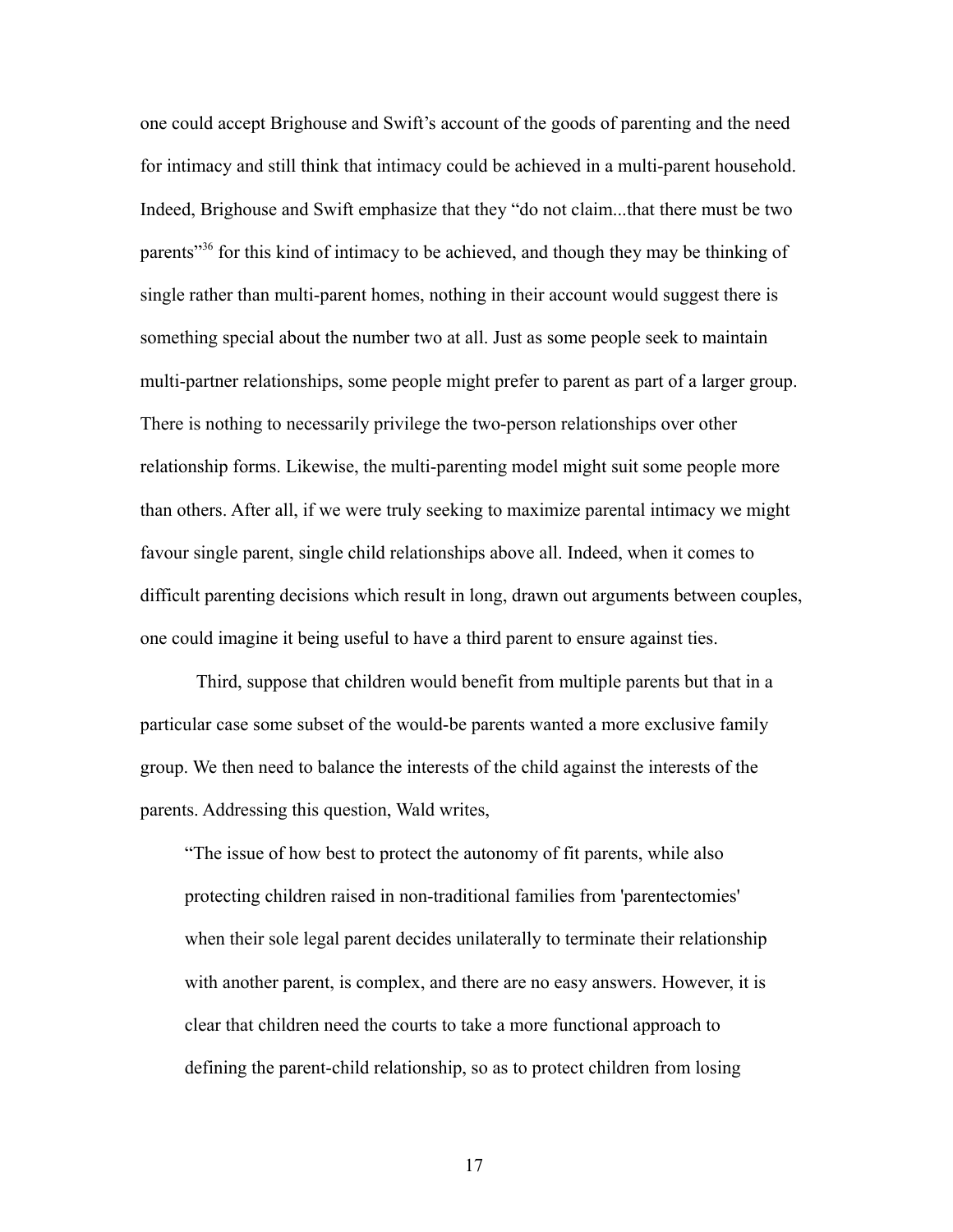one could accept Brighouse and Swift's account of the goods of parenting and the need for intimacy and still think that intimacy could be achieved in a multi-parent household. Indeed, Brighouse and Swift emphasize that they "do not claim...that there must be two parents"[36] for this kind of intimacy to be achieved, and though they may be thinking of single rather than multi-parent homes, nothing in their account would suggest there is something special about the number two at all. Just as some people seek to maintain multi-partner relationships, some people might prefer to parent as part of a larger group. There is nothing to necessarily privilege the two-person relationships over other relationship forms. Likewise, the multi-parenting model might suit some people more than others. After all, if we were truly seeking to maximize parental intimacy we might favour single parent, single child relationships above all. Indeed, when it comes to difficult parenting decisions which result in long, drawn out arguments between couples, one could imagine it being useful to have a third parent to ensure against ties.

Third, suppose that children would benefit from multiple parents but that in a particular case some subset of the would-be parents wanted a more exclusive family group. We then need to balance the interests of the child against the interests of the parents. Addressing this question, Wald writes,

> "The issue of how best to protect the autonomy of fit parents, while also protecting children raised in non-traditional families from 'parentectomies' when their sole legal parent decides unilaterally to terminate their relationship with another parent, is complex, and there are no easy answers. However, it is clear that children need the courts to take a more functional approach to defining the parent-child relationship, so as to protect children from losing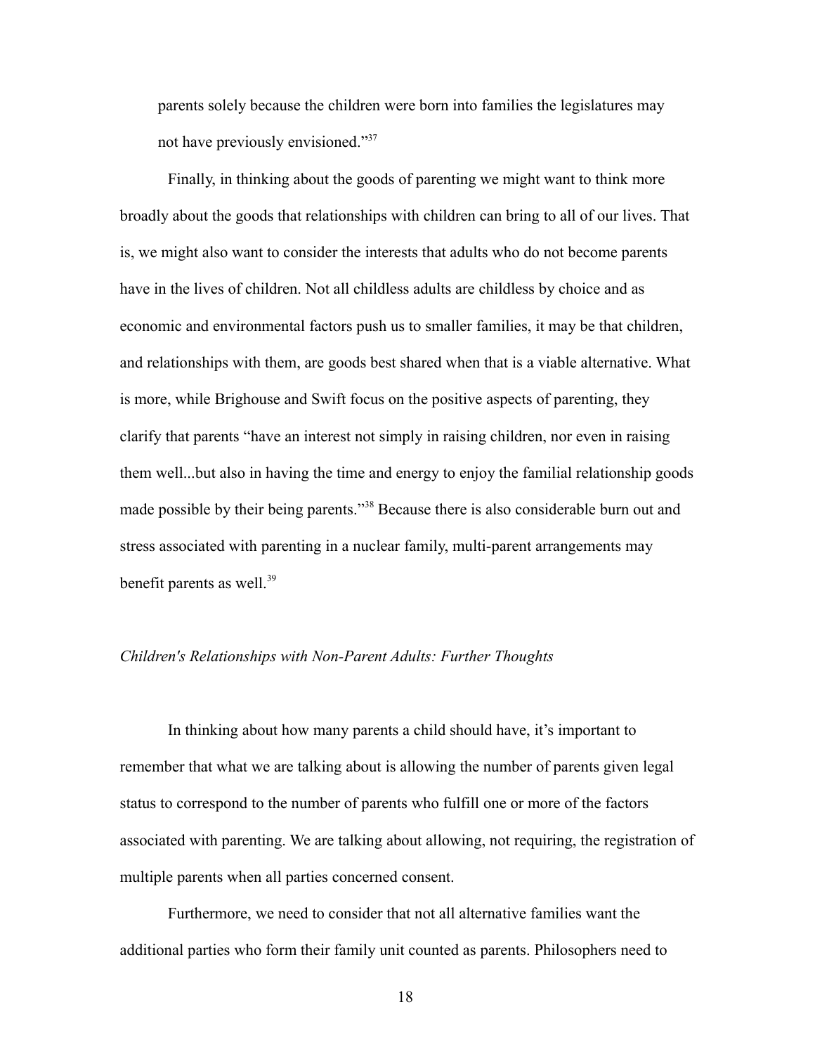parents solely because the children were born into families the legislatures may not have previously envisioned."[37]

Finally, in thinking about the goods of parenting we might want to think more broadly about the goods that relationships with children can bring to all of our lives. That is, we might also want to consider the interests that adults who do not become parents have in the lives of children. Not all childless adults are childless by choice and as economic and environmental factors push us to smaller families, it may be that children, and relationships with them, are goods best shared when that is a viable alternative. What is more, while Brighouse and Swift focus on the positive aspects of parenting, they clarify that parents "have an interest not simply in raising children, nor even in raising them well...but also in having the time and energy to enjoy the familial relationship goods made possible by their being parents."[38] Because there is also considerable burn out and stress associated with parenting in a nuclear family, multi-parent arrangements may benefit parents as well.[39]

*Children's Relationships with Non-Parent Adults: Further Thoughts*

In thinking about how many parents a child should have, it's important to remember that what we are talking about is allowing the number of parents given legal status to correspond to the number of parents who fulfill one or more of the factors associated with parenting. We are talking about allowing, not requiring, the registration of multiple parents when all parties concerned consent.

Furthermore, we need to consider that not all alternative families want the additional parties who form their family unit counted as parents. Philosophers need to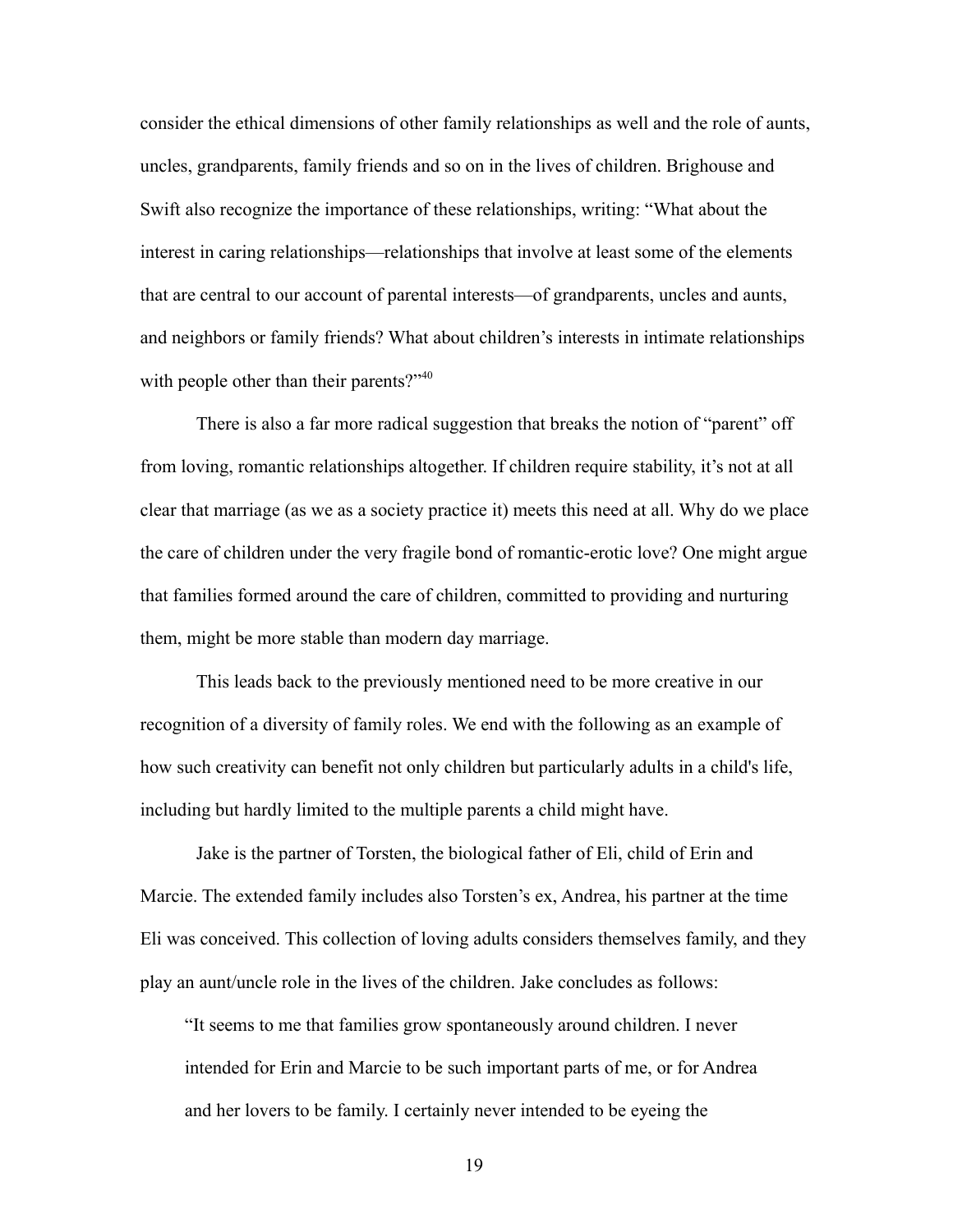consider the ethical dimensions of other family relationships as well and the role of aunts, uncles, grandparents, family friends and so on in the lives of children. Brighouse and Swift also recognize the importance of these relationships, writing: "What about the interest in caring relationships—relationships that involve at least some of the elements that are central to our account of parental interests—of grandparents, uncles and aunts, and neighbors or family friends? What about children's interests in intimate relationships with people other than their parents?"[40]

There is also a far more radical suggestion that breaks the notion of "parent" off from loving, romantic relationships altogether. If children require stability, it's not at all clear that marriage (as we as a society practice it) meets this need at all. Why do we place the care of children under the very fragile bond of romantic-erotic love? One might argue that families formed around the care of children, committed to providing and nurturing them, might be more stable than modern day marriage.

This leads back to the previously mentioned need to be more creative in our recognition of a diversity of family roles. We end with the following as an example of how such creativity can benefit not only children but particularly adults in a child's life, including but hardly limited to the multiple parents a child might have.

Jake is the partner of Torsten, the biological father of Eli, child of Erin and Marcie. The extended family includes also Torsten's ex, Andrea, his partner at the time Eli was conceived. This collection of loving adults considers themselves family, and they play an aunt/uncle role in the lives of the children. Jake concludes as follows:

> "It seems to me that families grow spontaneously around children. I never intended for Erin and Marcie to be such important parts of me, or for Andrea and her lovers to be family. I certainly never intended to be eyeing the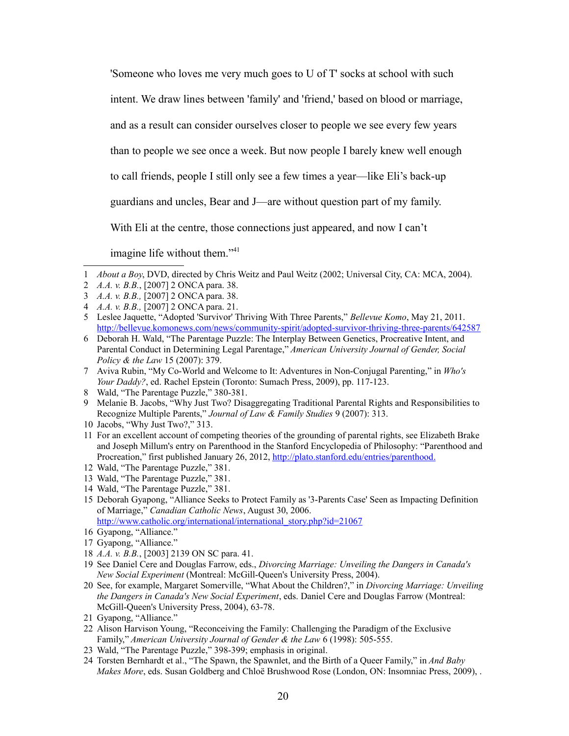'Someone who loves me very much goes to U of T' socks at school with such intent. We draw lines between 'family' and 'friend,' based on blood or marriage, and as a result can consider ourselves closer to people we see every few years than to people we see once a week. But now people I barely knew well enough to call friends, people I still only see a few times a year—like Eli's back-up guardians and uncles, Bear and J—are without question part of my family. With Eli at the centre, those connections just appeared, and now I can't imagine life without them."[41]

---

1 *About a Boy*, DVD, directed by Chris Weitz and Paul Weitz (2002; Universal City, CA: MCA, 2004).

2 *A.A. v. B.B.*, [2007] 2 ONCA para. 38.

3 *A.A. v. B.B.,* [2007] 2 ONCA para. 38.

4 *A.A. v. B.B.,* [2007] 2 ONCA para. 21.

5 Leslee Jaquette, "Adopted 'Survivor' Thriving With Three Parents," *Bellevue Komo*, May 21, 2011. http://bellevue.komonews.com/news/community-spirit/adopted-survivor-thriving-three-parents/642587

6 Deborah H. Wald, "The Parentage Puzzle: The Interplay Between Genetics, Procreative Intent, and Parental Conduct in Determining Legal Parentage," *American University Journal of Gender, Social Policy & the Law* 15 (2007): 379.

7 Aviva Rubin, "My Co-World and Welcome to It: Adventures in Non-Conjugal Parenting," in *Who's Your Daddy?*, ed. Rachel Epstein (Toronto: Sumach Press, 2009), pp. 117-123.

8 Wald, "The Parentage Puzzle," 380-381.

9 Melanie B. Jacobs, "Why Just Two? Disaggregating Traditional Parental Rights and Responsibilities to Recognize Multiple Parents," *Journal of Law & Family Studies* 9 (2007): 313.

10 Jacobs, "Why Just Two?," 313.

11 For an excellent account of competing theories of the grounding of parental rights, see Elizabeth Brake and Joseph Millum's entry on Parenthood in the Stanford Encyclopedia of Philosophy: "Parenthood and Procreation," first published January 26, 2012, http://plato.stanford.edu/entries/parenthood.

12 Wald, "The Parentage Puzzle," 381.

13 Wald, "The Parentage Puzzle," 381.

14 Wald, "The Parentage Puzzle," 381.

15 Deborah Gyapong, "Alliance Seeks to Protect Family as '3-Parents Case' Seen as Impacting Definition of Marriage," *Canadian Catholic News*, August 30, 2006. http://www.catholic.org/international/international_story.php?id=21067

16 Gyapong, "Alliance."

17 Gyapong, "Alliance."

18 *A.A. v. B.B.*, [2003] 2139 ON SC para. 41.

19 See Daniel Cere and Douglas Farrow, eds., *Divorcing Marriage: Unveiling the Dangers in Canada's New Social Experiment* (Montreal: McGill-Queen's University Press, 2004).

20 See, for example, Margaret Somerville, "What About the Children?," in *Divorcing Marriage: Unveiling the Dangers in Canada's New Social Experiment*, eds. Daniel Cere and Douglas Farrow (Montreal: McGill-Queen's University Press, 2004), 63-78.

21 Gyapong, "Alliance."

22 Alison Harvison Young, "Reconceiving the Family: Challenging the Paradigm of the Exclusive Family," *American University Journal of Gender & the Law* 6 (1998): 505-555.

23 Wald, "The Parentage Puzzle," 398-399; emphasis in original.

24 Torsten Bernhardt et al., "The Spawn, the Spawnlet, and the Birth of a Queer Family," in *And Baby Makes More*, eds. Susan Goldberg and Chloë Brushwood Rose (London, ON: Insomniac Press, 2009), .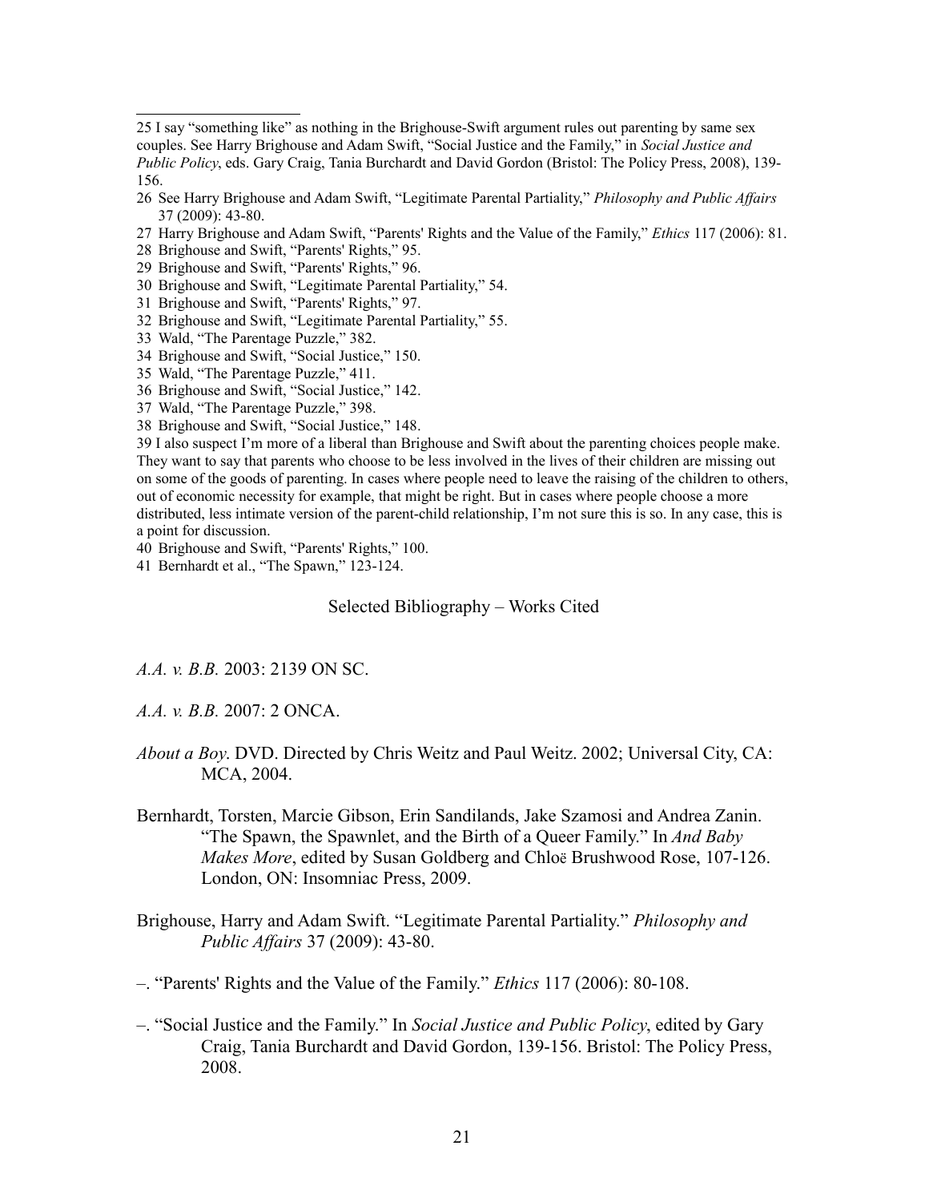25 I say "something like" as nothing in the Brighouse-Swift argument rules out parenting by same sex couples. See Harry Brighouse and Adam Swift, "Social Justice and the Family," in *Social Justice and Public Policy*, eds. Gary Craig, Tania Burchardt and David Gordon (Bristol: The Policy Press, 2008), 139-156.

26 See Harry Brighouse and Adam Swift, "Legitimate Parental Partiality," *Philosophy and Public Affairs* 37 (2009): 43-80.

27 Harry Brighouse and Adam Swift, "Parents' Rights and the Value of the Family," *Ethics* 117 (2006): 81.

28 Brighouse and Swift, "Parents' Rights," 95.

29 Brighouse and Swift, "Parents' Rights," 96.

30 Brighouse and Swift, "Legitimate Parental Partiality," 54.

31 Brighouse and Swift, "Parents' Rights," 97.

32 Brighouse and Swift, "Legitimate Parental Partiality," 55.

33 Wald, "The Parentage Puzzle," 382.

34 Brighouse and Swift, "Social Justice," 150.

35 Wald, "The Parentage Puzzle," 411.

36 Brighouse and Swift, "Social Justice," 142.

37 Wald, "The Parentage Puzzle," 398.

38 Brighouse and Swift, "Social Justice," 148.

39 I also suspect I'm more of a liberal than Brighouse and Swift about the parenting choices people make. They want to say that parents who choose to be less involved in the lives of their children are missing out on some of the goods of parenting. In cases where people need to leave the raising of the children to others, out of economic necessity for example, that might be right. But in cases where people choose a more distributed, less intimate version of the parent-child relationship, I'm not sure this is so. In any case, this is a point for discussion.

40 Brighouse and Swift, "Parents' Rights," 100.

41 Bernhardt et al., "The Spawn," 123-124.

## Selected Bibliography – Works Cited

*A.A. v. B.B.* 2003: 2139 ON SC.

*A.A. v. B.B.* 2007: 2 ONCA.

*About a Boy*. DVD. Directed by Chris Weitz and Paul Weitz. 2002; Universal City, CA: MCA, 2004.

Bernhardt, Torsten, Marcie Gibson, Erin Sandilands, Jake Szamosi and Andrea Zanin. "The Spawn, the Spawnlet, and the Birth of a Queer Family." In *And Baby Makes More*, edited by Susan Goldberg and Chloë Brushwood Rose, 107-126. London, ON: Insomniac Press, 2009.

Brighouse, Harry and Adam Swift. "Legitimate Parental Partiality." *Philosophy and Public Affairs* 37 (2009): 43-80.

–. "Parents' Rights and the Value of the Family." *Ethics* 117 (2006): 80-108.

–. "Social Justice and the Family." In *Social Justice and Public Policy*, edited by Gary Craig, Tania Burchardt and David Gordon, 139-156. Bristol: The Policy Press, 2008.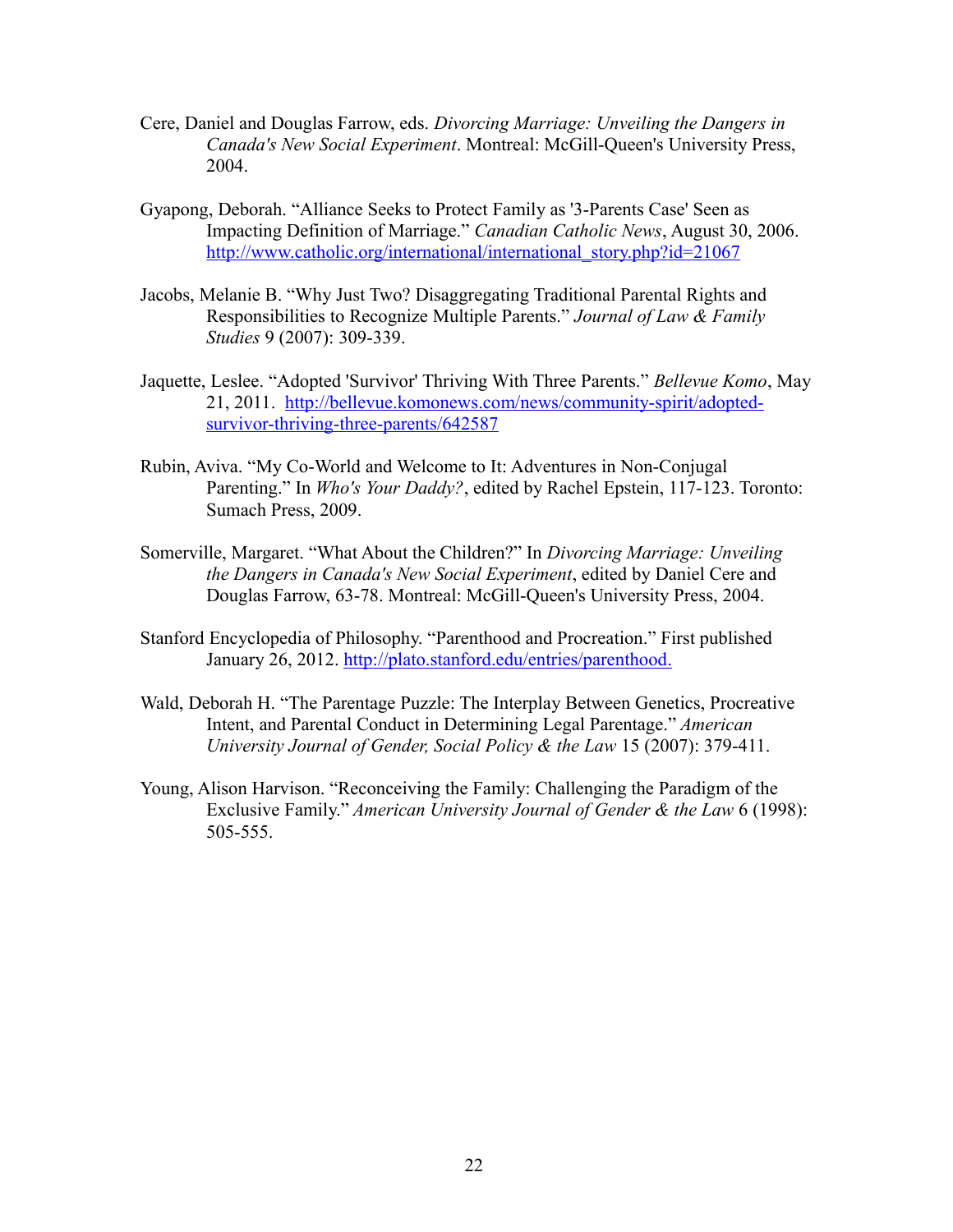Cere, Daniel and Douglas Farrow, eds. *Divorcing Marriage: Unveiling the Dangers in Canada's New Social Experiment*. Montreal: McGill-Queen's University Press, 2004.

Gyapong, Deborah. "Alliance Seeks to Protect Family as '3-Parents Case' Seen as Impacting Definition of Marriage." *Canadian Catholic News*, August 30, 2006. [http://www.catholic.org/international/international_story.php?id=21067](http://www.catholic.org/international/international_story.php?id=21067)

Jacobs, Melanie B. "Why Just Two? Disaggregating Traditional Parental Rights and Responsibilities to Recognize Multiple Parents." *Journal of Law & Family Studies* 9 (2007): 309-339.

Jaquette, Leslee. "Adopted 'Survivor' Thriving With Three Parents." *Bellevue Komo*, May 21, 2011. [http://bellevue.komonews.com/news/community-spirit/adopted-survivor-thriving-three-parents/642587](http://bellevue.komonews.com/news/community-spirit/adopted-survivor-thriving-three-parents/642587)

Rubin, Aviva. "My Co-World and Welcome to It: Adventures in Non-Conjugal Parenting." In *Who's Your Daddy?*, edited by Rachel Epstein, 117-123. Toronto: Sumach Press, 2009.

Somerville, Margaret. "What About the Children?" In *Divorcing Marriage: Unveiling the Dangers in Canada's New Social Experiment*, edited by Daniel Cere and Douglas Farrow, 63-78. Montreal: McGill-Queen's University Press, 2004.

Stanford Encyclopedia of Philosophy. "Parenthood and Procreation." First published January 26, 2012. [http://plato.stanford.edu/entries/parenthood.](http://plato.stanford.edu/entries/parenthood)

Wald, Deborah H. "The Parentage Puzzle: The Interplay Between Genetics, Procreative Intent, and Parental Conduct in Determining Legal Parentage." *American University Journal of Gender, Social Policy & the Law* 15 (2007): 379-411.

Young, Alison Harvison. "Reconceiving the Family: Challenging the Paradigm of the Exclusive Family." *American University Journal of Gender & the Law* 6 (1998): 505-555.